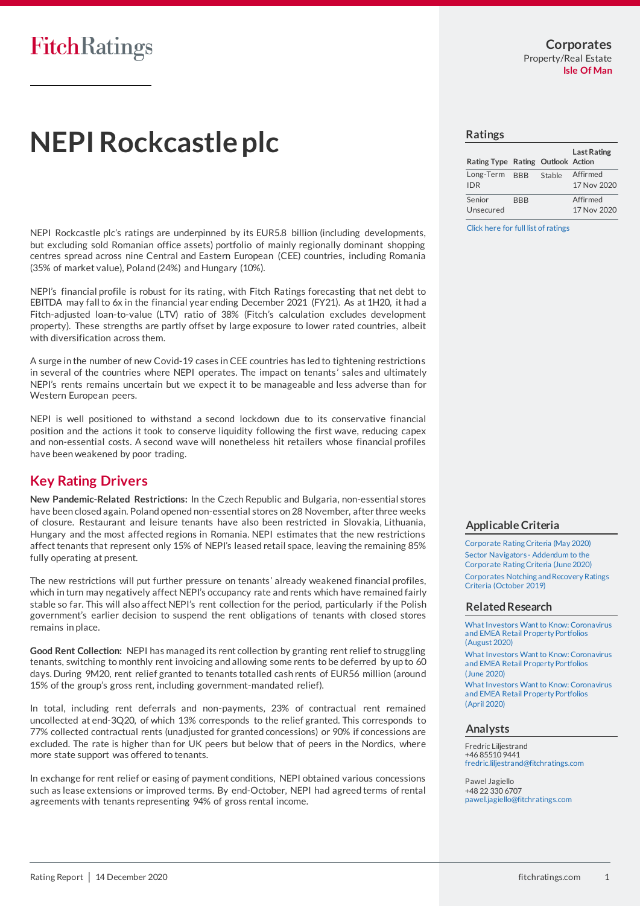# NEPI Rockcastle plc

**Corporates**
Property/Real Estate
**Isle Of Man**

## Ratings

| Rating Type | Rating | Outlook | Last Rating Action |
|---|---|---|---|
| Long-Term IDR | BBB | Stable | Affirmed 17 Nov 2020 |
| Senior Unsecured | BBB | | Affirmed 17 Nov 2020 |

Click here for full list of ratings

NEPI Rockcastle plc's ratings are underpinned by its EUR5.8 billion (including developments, but excluding sold Romanian office assets) portfolio of mainly regionally dominant shopping centres spread across nine Central and Eastern European (CEE) countries, including Romania (35% of market value), Poland (24%) and Hungary (10%).

NEPI's financial profile is robust for its rating, with Fitch Ratings forecasting that net debt to EBITDA may fall to 6x in the financial year ending December 2021 (FY21). As at 1H20, it had a Fitch-adjusted loan-to-value (LTV) ratio of 38% (Fitch's calculation excludes development property). These strengths are partly offset by large exposure to lower rated countries, albeit with diversification across them.

A surge in the number of new Covid-19 cases in CEE countries has led to tightening restrictions in several of the countries where NEPI operates. The impact on tenants' sales and ultimately NEPI's rents remains uncertain but we expect it to be manageable and less adverse than for Western European peers.

NEPI is well positioned to withstand a second lockdown due to its conservative financial position and the actions it took to conserve liquidity following the first wave, reducing capex and non-essential costs. A second wave will nonetheless hit retailers whose financial profiles have been weakened by poor trading.

## Key Rating Drivers

**New Pandemic-Related Restrictions:** In the Czech Republic and Bulgaria, non-essential stores have been closed again. Poland opened non-essential stores on 28 November, after three weeks of closure. Restaurant and leisure tenants have also been restricted in Slovakia, Lithuania, Hungary and the most affected regions in Romania. NEPI estimates that the new restrictions affect tenants that represent only 15% of NEPI's leased retail space, leaving the remaining 85% fully operating at present.

The new restrictions will put further pressure on tenants' already weakened financial profiles, which in turn may negatively affect NEPI's occupancy rate and rents which have remained fairly stable so far. This will also affect NEPI's rent collection for the period, particularly if the Polish government's earlier decision to suspend the rent obligations of tenants with closed stores remains in place.

**Good Rent Collection:** NEPI has managed its rent collection by granting rent relief to struggling tenants, switching to monthly rent invoicing and allowing some rents to be deferred by up to 60 days. During 9M20, rent relief granted to tenants totalled cash rents of EUR56 million (around 15% of the group's gross rent, including government-mandated relief).

In total, including rent deferrals and non-payments, 23% of contractual rent remained uncollected at end-3Q20, of which 13% corresponds to the relief granted. This corresponds to 77% collected contractual rents (unadjusted for granted concessions) or 90% if concessions are excluded. The rate is higher than for UK peers but below that of peers in the Nordics, where more state support was offered to tenants.

In exchange for rent relief or easing of payment conditions, NEPI obtained various concessions such as lease extensions or improved terms. By end-October, NEPI had agreed terms of rental agreements with tenants representing 94% of gross rental income.

## Applicable Criteria

Corporate Rating Criteria (May 2020)
Sector Navigators - Addendum to the Corporate Rating Criteria (June 2020)
Corporates Notching and Recovery Ratings Criteria (October 2019)

## Related Research

What Investors Want to Know: Coronavirus and EMEA Retail Property Portfolios (August 2020)
What Investors Want to Know: Coronavirus and EMEA Retail Property Portfolios (June 2020)
What Investors Want to Know: Coronavirus and EMEA Retail Property Portfolios (April 2020)

## Analysts

Fredric Liljestrand
+46 85510 9441
fredric.liljestrand@fitchratings.com

Pawel Jagiello
+48 22 330 6707
pawel.jagiello@fitchratings.com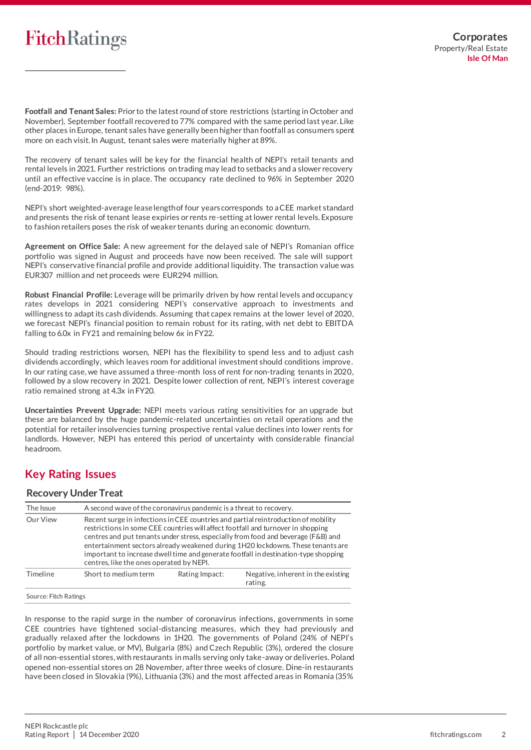**Footfall and Tenant Sales:** Prior to the latest round of store restrictions (starting in October and November), September footfall recovered to 77% compared with the same period last year. Like other places in Europe, tenant sales have generally been higher than footfall as consumers spent more on each visit. In August, tenant sales were materially higher at 89%.

The recovery of tenant sales will be key for the financial health of NEPI's retail tenants and rental levels in 2021. Further restrictions on trading may lead to setbacks and a slower recovery until an effective vaccine is in place. The occupancy rate declined to 96% in September 2020 (end-2019: 98%).

NEPI's short weighted-average lease length of four years corresponds to a CEE market standard and presents the risk of tenant lease expiries or rents re-setting at lower rental levels. Exposure to fashion retailers poses the risk of weaker tenants during an economic downturn.

**Agreement on Office Sale:** A new agreement for the delayed sale of NEPI's Romanian office portfolio was signed in August and proceeds have now been received. The sale will support NEPI's conservative financial profile and provide additional liquidity. The transaction value was EUR307 million and net proceeds were EUR294 million.

**Robust Financial Profile:** Leverage will be primarily driven by how rental levels and occupancy rates develops in 2021 considering NEPI's conservative approach to investments and willingness to adapt its cash dividends. Assuming that capex remains at the lower level of 2020, we forecast NEPI's financial position to remain robust for its rating, with net debt to EBITDA falling to 6.0x in FY21 and remaining below 6x in FY22.

Should trading restrictions worsen, NEPI has the flexibility to spend less and to adjust cash dividends accordingly, which leaves room for additional investment should conditions improve. In our rating case, we have assumed a three-month loss of rent for non-trading tenants in 2020, followed by a slow recovery in 2021. Despite lower collection of rent, NEPI's interest coverage ratio remained strong at 4.3x in FY20.

**Uncertainties Prevent Upgrade:** NEPI meets various rating sensitivities for an upgrade but these are balanced by the huge pandemic-related uncertainties on retail operations and the potential for retailer insolvencies turning prospective rental value declines into lower rents for landlords. However, NEPI has entered this period of uncertainty with considerable financial headroom.

## Key Rating Issues

### Recovery Under Treat

| The Issue | A second wave of the coronavirus pandemic is a threat to recovery. | | |
|---|---|---|---|
| Our View | Recent surge in infections in CEE countries and partial reintroduction of mobility restrictions in some CEE countries will affect footfall and turnover in shopping centres and put tenants under stress, especially from food and beverage (F&B) and entertainment sectors already weakened during 1H20 lockdowns. These tenants are important to increase dwell time and generate footfall in destination-type shopping centres, like the ones operated by NEPI. | | |
| Timeline | Short to medium term | Rating Impact: | Negative, inherent in the existing rating. |

Source: Fitch Ratings

In response to the rapid surge in the number of coronavirus infections, governments in some CEE countries have tightened social-distancing measures, which they had previously and gradually relaxed after the lockdowns in 1H20. The governments of Poland (24% of NEPI's portfolio by market value, or MV), Bulgaria (8%) and Czech Republic (3%), ordered the closure of all non-essential stores, with restaurants in malls serving only take-away or deliveries. Poland opened non-essential stores on 28 November, after three weeks of closure. Dine-in restaurants have been closed in Slovakia (9%), Lithuania (3%) and the most affected areas in Romania (35%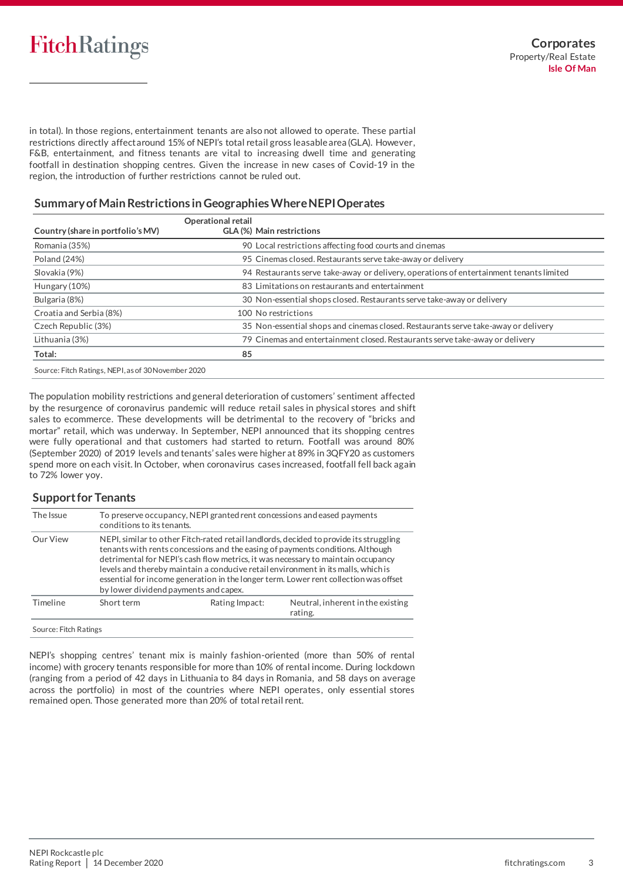in total). In those regions, entertainment tenants are also not allowed to operate. These partial restrictions directly affect around 15% of NEPI's total retail gross leasable area (GLA). However, F&B, entertainment, and fitness tenants are vital to increasing dwell time and generating footfall in destination shopping centres. Given the increase in new cases of Covid-19 in the region, the introduction of further restrictions cannot be ruled out.

## Summary of Main Restrictions in Geographies Where NEPI Operates

| Country (share in portfolio's MV) | Operational retail GLA (%) | Main restrictions |
|---|---|---|
| Romania (35%) | 90 | Local restrictions affecting food courts and cinemas |
| Poland (24%) | 95 | Cinemas closed. Restaurants serve take-away or delivery |
| Slovakia (9%) | 94 | Restaurants serve take-away or delivery, operations of entertainment tenants limited |
| Hungary (10%) | 83 | Limitations on restaurants and entertainment |
| Bulgaria (8%) | 30 | Non-essential shops closed. Restaurants serve take-away or delivery |
| Croatia and Serbia (8%) | 100 | No restrictions |
| Czech Republic (3%) | 35 | Non-essential shops and cinemas closed. Restaurants serve take-away or delivery |
| Lithuania (3%) | 79 | Cinemas and entertainment closed. Restaurants serve take-away or delivery |
| **Total:** | **85** | |

Source: Fitch Ratings, NEPI, as of 30 November 2020

The population mobility restrictions and general deterioration of customers' sentiment affected by the resurgence of coronavirus pandemic will reduce retail sales in physical stores and shift sales to ecommerce. These developments will be detrimental to the recovery of "bricks and mortar" retail, which was underway. In September, NEPI announced that its shopping centres were fully operational and that customers had started to return. Footfall was around 80% (September 2020) of 2019 levels and tenants' sales were higher at 89% in 3QFY20 as customers spend more on each visit. In October, when coronavirus cases increased, footfall fell back again to 72% lower yoy.

## Support for Tenants

| | | | |
|---|---|---|---|
| The Issue | To preserve occupancy, NEPI granted rent concessions and eased payments conditions to its tenants. | | |
| Our View | NEPI, similar to other Fitch-rated retail landlords, decided to provide its struggling tenants with rents concessions and the easing of payments conditions. Although detrimental for NEPI's cash flow metrics, it was necessary to maintain occupancy levels and thereby maintain a conducive retail environment in its malls, which is essential for income generation in the longer term. Lower rent collection was offset by lower dividend payments and capex. | | |
| Timeline | Short term | Rating Impact: | Neutral, inherent in the existing rating. |

Source: Fitch Ratings

NEPI's shopping centres' tenant mix is mainly fashion-oriented (more than 50% of rental income) with grocery tenants responsible for more than 10% of rental income. During lockdown (ranging from a period of 42 days in Lithuania to 84 days in Romania, and 58 days on average across the portfolio) in most of the countries where NEPI operates, only essential stores remained open. Those generated more than 20% of total retail rent.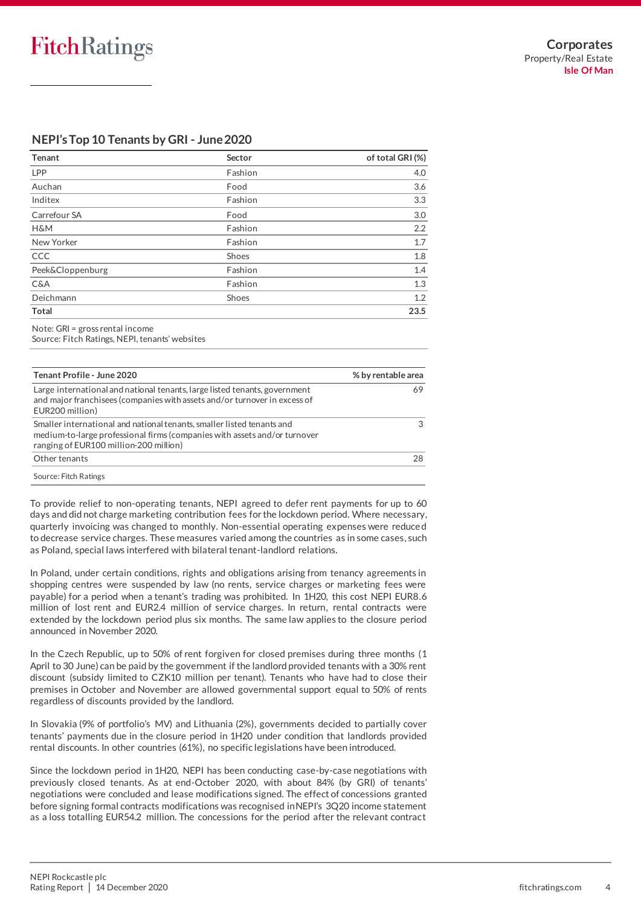### NEPI's Top 10 Tenants by GRI - June 2020

| Tenant | Sector | of total GRI (%) |
|---|---|---|
| LPP | Fashion | 4.0 |
| Auchan | Food | 3.6 |
| Inditex | Fashion | 3.3 |
| Carrefour SA | Food | 3.0 |
| H&M | Fashion | 2.2 |
| New Yorker | Fashion | 1.7 |
| CCC | Shoes | 1.8 |
| Peek&Cloppenburg | Fashion | 1.4 |
| C&A | Fashion | 1.3 |
| Deichmann | Shoes | 1.2 |
| **Total** | | **23.5** |

Note: GRI = gross rental income
Source: Fitch Ratings, NEPI, tenants' websites

| Tenant Profile - June 2020 | % by rentable area |
|---|---|
| Large international and national tenants, large listed tenants, government and major franchisees (companies with assets and/or turnover in excess of EUR200 million) | 69 |
| Smaller international and national tenants, smaller listed tenants and medium-to-large professional firms (companies with assets and/or turnover ranging of EUR100 million-200 million) | 3 |
| Other tenants | 28 |

Source: Fitch Ratings

To provide relief to non-operating tenants, NEPI agreed to defer rent payments for up to 60 days and did not charge marketing contribution fees for the lockdown period. Where necessary, quarterly invoicing was changed to monthly. Non-essential operating expenses were reduced to decrease service charges. These measures varied among the countries as in some cases, such as Poland, special laws interfered with bilateral tenant-landlord relations.

In Poland, under certain conditions, rights and obligations arising from tenancy agreements in shopping centres were suspended by law (no rents, service charges or marketing fees were payable) for a period when a tenant's trading was prohibited. In 1H20, this cost NEPI EUR8.6 million of lost rent and EUR2.4 million of service charges. In return, rental contracts were extended by the lockdown period plus six months. The same law applies to the closure period announced in November 2020.

In the Czech Republic, up to 50% of rent forgiven for closed premises during three months (1 April to 30 June) can be paid by the government if the landlord provided tenants with a 30% rent discount (subsidy limited to CZK10 million per tenant). Tenants who have had to close their premises in October and November are allowed governmental support equal to 50% of rents regardless of discounts provided by the landlord.

In Slovakia (9% of portfolio's MV) and Lithuania (2%), governments decided to partially cover tenants' payments due in the closure period in 1H20 under condition that landlords provided rental discounts. In other countries (61%), no specific legislations have been introduced.

Since the lockdown period in 1H20, NEPI has been conducting case-by-case negotiations with previously closed tenants. As at end-October 2020, with about 84% (by GRI) of tenants' negotiations were concluded and lease modifications signed. The effect of concessions granted before signing formal contracts modifications was recognised in NEPI's 3Q20 income statement as a loss totalling EUR54.2 million. The concessions for the period after the relevant contract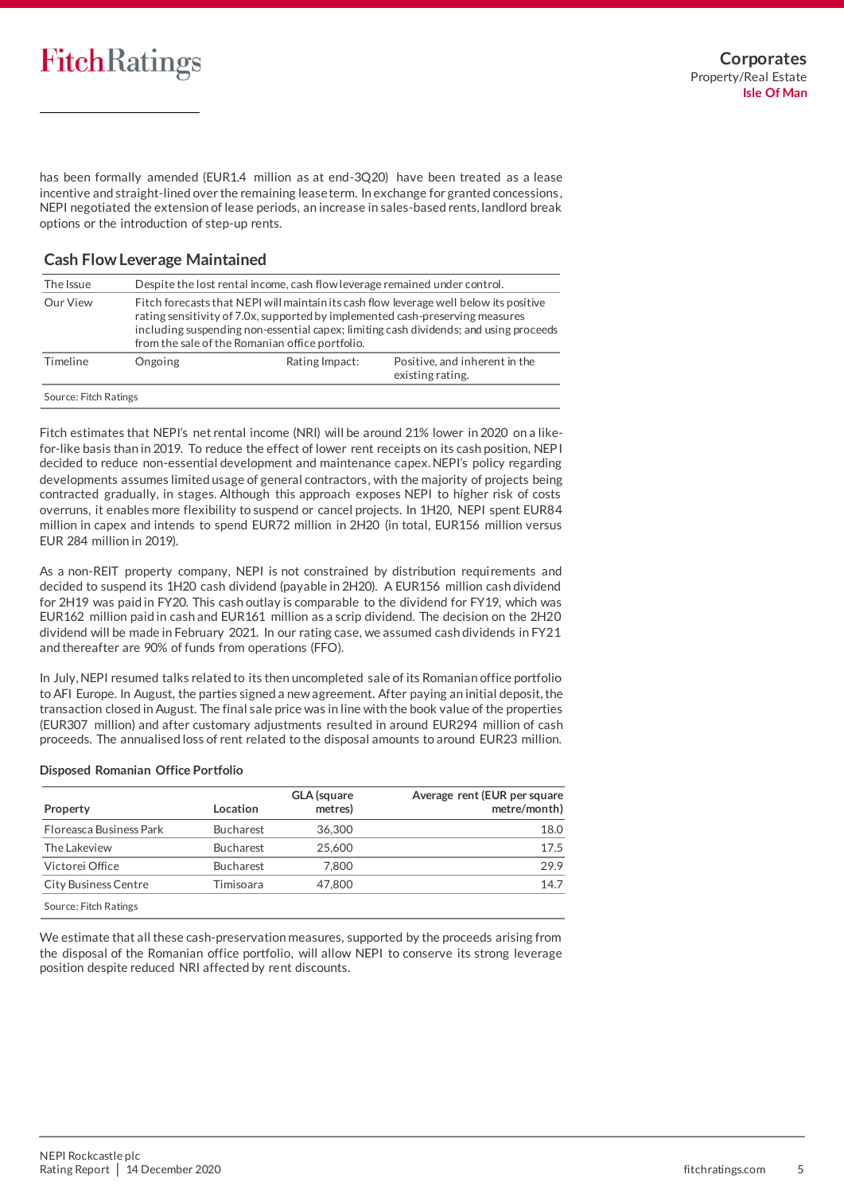has been formally amended (EUR1.4 million as at end-3Q20) have been treated as a lease incentive and straight-lined over the remaining lease term. In exchange for granted concessions, NEPI negotiated the extension of lease periods, an increase in sales-based rents, landlord break options or the introduction of step-up rents.

## Cash Flow Leverage Maintained

| The Issue | Despite the lost rental income, cash flow leverage remained under control. | | |
|---|---|---|---|
| Our View | Fitch forecasts that NEPI will maintain its cash flow leverage well below its positive rating sensitivity of 7.0x, supported by implemented cash-preserving measures including suspending non-essential capex; limiting cash dividends; and using proceeds from the sale of the Romanian office portfolio. | | |
| Timeline | Ongoing | Rating Impact: | Positive, and inherent in the existing rating. |

Source: Fitch Ratings

Fitch estimates that NEPI's net rental income (NRI) will be around 21% lower in 2020 on a like-for-like basis than in 2019. To reduce the effect of lower rent receipts on its cash position, NEPI decided to reduce non-essential development and maintenance capex. NEPI's policy regarding developments assumes limited usage of general contractors, with the majority of projects being contracted gradually, in stages. Although this approach exposes NEPI to higher risk of costs overruns, it enables more flexibility to suspend or cancel projects. In 1H20, NEPI spent EUR84 million in capex and intends to spend EUR72 million in 2H20 (in total, EUR156 million versus EUR 284 million in 2019).

As a non-REIT property company, NEPI is not constrained by distribution requirements and decided to suspend its 1H20 cash dividend (payable in 2H20). A EUR156 million cash dividend for 2H19 was paid in FY20. This cash outlay is comparable to the dividend for FY19, which was EUR162 million paid in cash and EUR161 million as a scrip dividend. The decision on the 2H20 dividend will be made in February 2021. In our rating case, we assumed cash dividends in FY21 and thereafter are 90% of funds from operations (FFO).

In July, NEPI resumed talks related to its then uncompleted sale of its Romanian office portfolio to AFI Europe. In August, the parties signed a new agreement. After paying an initial deposit, the transaction closed in August. The final sale price was in line with the book value of the properties (EUR307 million) and after customary adjustments resulted in around EUR294 million of cash proceeds. The annualised loss of rent related to the disposal amounts to around EUR23 million.

**Disposed Romanian Office Portfolio**

| Property | Location | GLA (square metres) | Average rent (EUR per square metre/month) |
|---|---|---|---|
| Floreasca Business Park | Bucharest | 36,300 | 18.0 |
| The Lakeview | Bucharest | 25,600 | 17.5 |
| Victorei Office | Bucharest | 7,800 | 29.9 |
| City Business Centre | Timisoara | 47,800 | 14.7 |

Source: Fitch Ratings

We estimate that all these cash-preservation measures, supported by the proceeds arising from the disposal of the Romanian office portfolio, will allow NEPI to conserve its strong leverage position despite reduced NRI affected by rent discounts.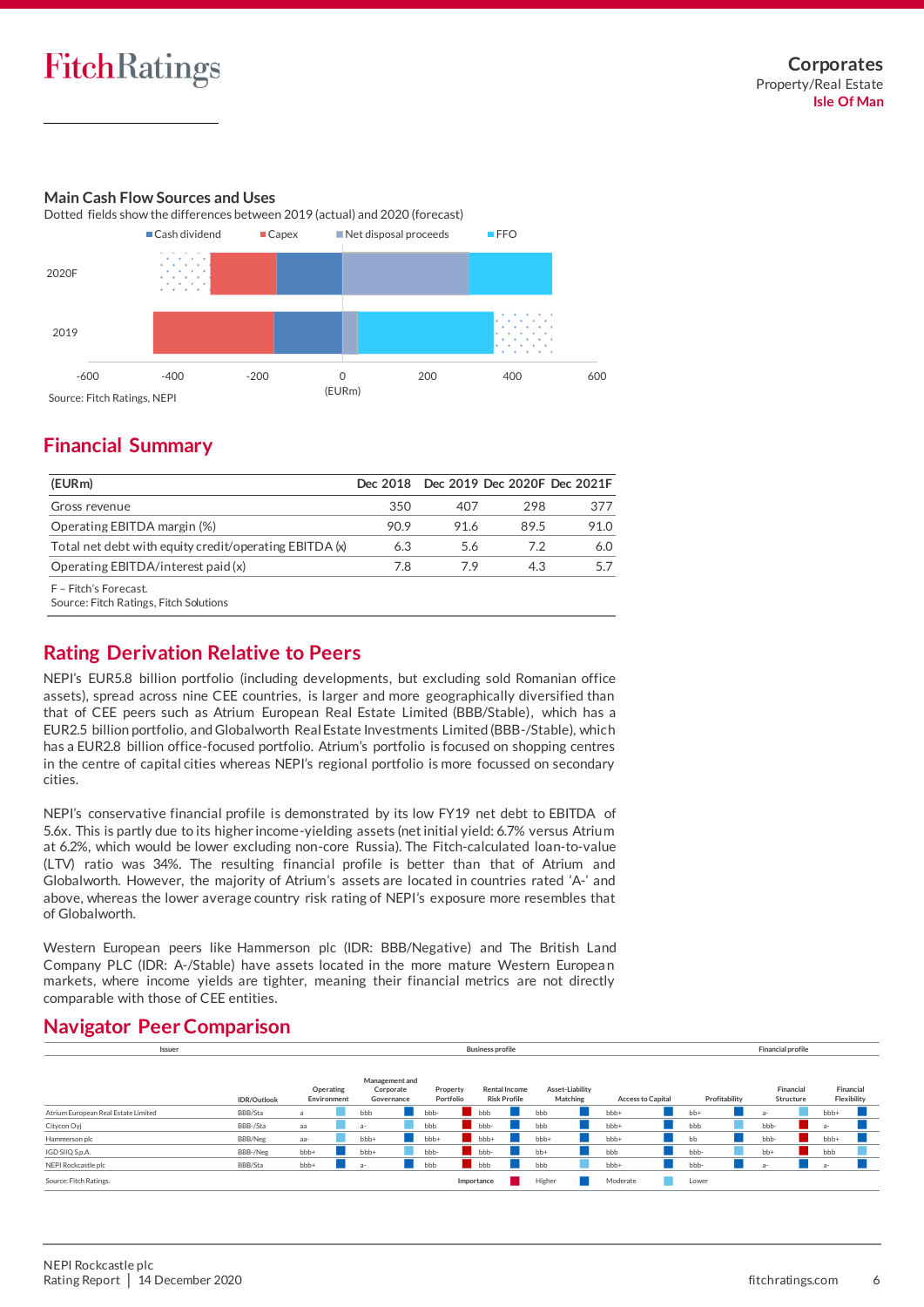## Main Cash Flow Sources and Uses

Dotted fields show the differences between 2019 (actual) and 2020 (forecast)

Source: Fitch Ratings, NEPI

## Financial Summary

| (EURm) | Dec 2018 | Dec 2019 | Dec 2020F | Dec 2021F |
|---|---|---|---|---|
| Gross revenue | 350 | 407 | 298 | 377 |
| Operating EBITDA margin (%) | 90.9 | 91.6 | 89.5 | 91.0 |
| Total net debt with equity credit/operating EBITDA (x) | 6.3 | 5.6 | 7.2 | 6.0 |
| Operating EBITDA/interest paid (x) | 7.8 | 7.9 | 4.3 | 5.7 |

F – Fitch's Forecast.
Source: Fitch Ratings, Fitch Solutions

## Rating Derivation Relative to Peers

NEPI's EUR5.8 billion portfolio (including developments, but excluding sold Romanian office assets), spread across nine CEE countries, is larger and more geographically diversified than that of CEE peers such as Atrium European Real Estate Limited (BBB/Stable), which has a EUR2.5 billion portfolio, and Globalworth Real Estate Investments Limited (BBB-/Stable), which has a EUR2.8 billion office-focused portfolio. Atrium's portfolio is focused on shopping centres in the centre of capital cities whereas NEPI's regional portfolio is more focussed on secondary cities.

NEPI's conservative financial profile is demonstrated by its low FY19 net debt to EBITDA of 5.6x. This is partly due to its higher income-yielding assets (net initial yield: 6.7% versus Atrium at 6.2%, which would be lower excluding non-core Russia). The Fitch-calculated loan-to-value (LTV) ratio was 34%. The resulting financial profile is better than that of Atrium and Globalworth. However, the majority of Atrium's assets are located in countries rated 'A-' and above, whereas the lower average country risk rating of NEPI's exposure more resembles that of Globalworth.

Western European peers like Hammerson plc (IDR: BBB/Negative) and The British Land Company PLC (IDR: A-/Stable) have assets located in the more mature Western European markets, where income yields are tighter, meaning their financial metrics are not directly comparable with those of CEE entities.

## Navigator Peer Comparison

| Issuer | | Business profile | | | | | | | Financial profile | |
|---|---|---|---|---|---|---|---|---|---|---|
| | IDR/Outlook | Operating Environment | Management and Corporate Governance | Property Portfolio | Rental Income Risk Profile | Asset-Liability Matching | Access to Capital | Profitability | Financial Structure | Financial Flexibility |
| Atrium European Real Estate Limited | BBB/Sta | a | bbb | bbb- | bbb | bbb | bbb+ | bb+ | a- | bbb+ |
| Citycon Oyj | BBB-/Sta | aa | a- | bbb- | bbb- | bbb | bbb+ | bbb | bbb- | a- |
| Hammerson plc | BBB/Neg | aa- | bbb+ | bbb+ | bbb+ | bbb+ | bbb+ | bb | bbb- | bbb+ |
| IGD SIIQ S.p.A. | BBB-/Neg | bbb+ | bbb+ | bbb- | bbb- | bb+ | bbb | bbb- | bb+ | bbb |
| NEPI Rockcastle plc | BBB/Sta | bbb+ | a- | bbb | bbb | bbb | bbb+ | bbb- | a- | a- |

Source: Fitch Ratings.

Importance: Higher / Moderate / Lower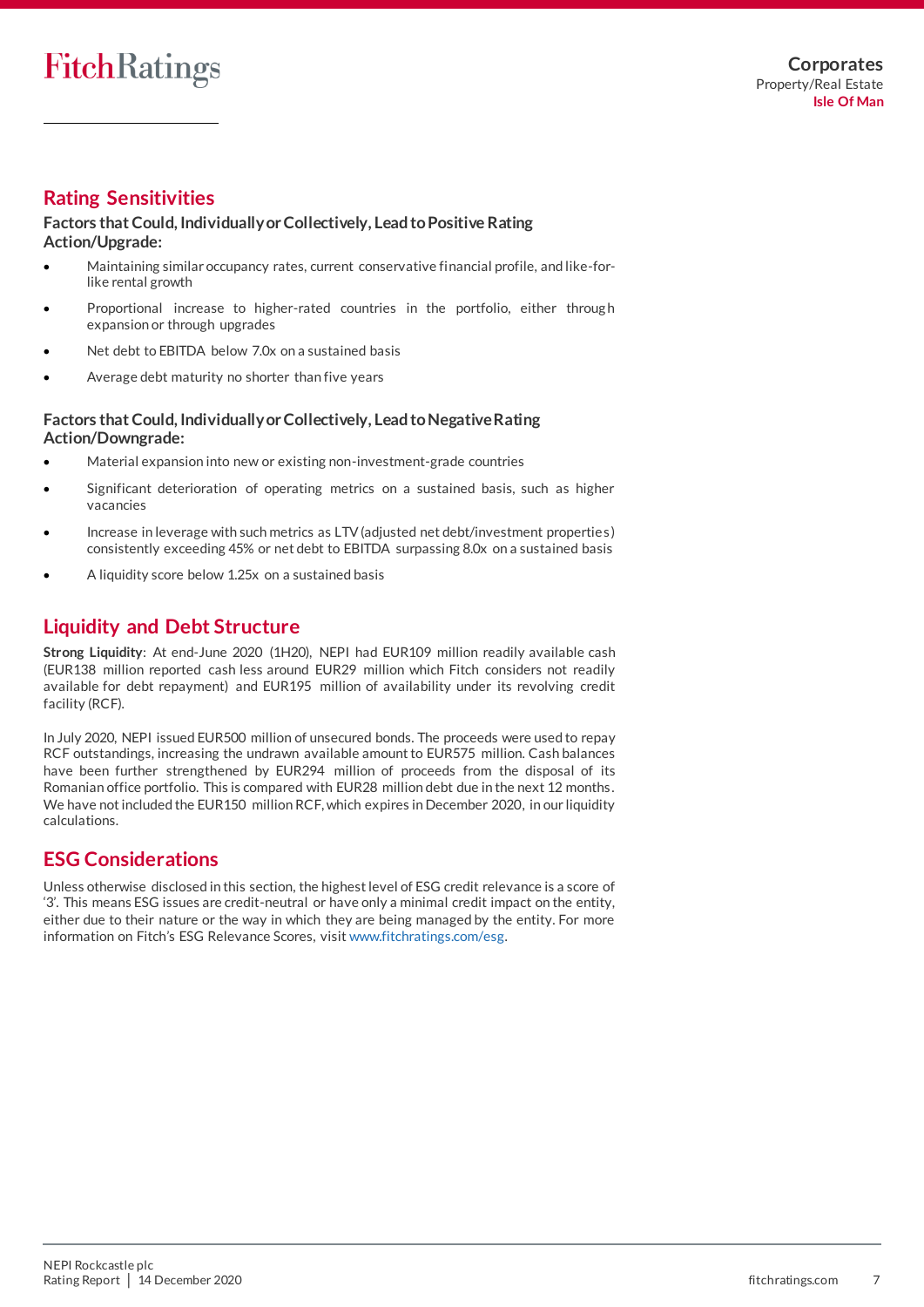## Rating Sensitivities

### Factors that Could, Individually or Collectively, Lead to Positive Rating Action/Upgrade:

- Maintaining similar occupancy rates, current conservative financial profile, and like-for-like rental growth
- Proportional increase to higher-rated countries in the portfolio, either through expansion or through upgrades
- Net debt to EBITDA below 7.0x on a sustained basis
- Average debt maturity no shorter than five years

### Factors that Could, Individually or Collectively, Lead to Negative Rating Action/Downgrade:

- Material expansion into new or existing non-investment-grade countries
- Significant deterioration of operating metrics on a sustained basis, such as higher vacancies
- Increase in leverage with such metrics as LTV (adjusted net debt/investment properties) consistently exceeding 45% or net debt to EBITDA surpassing 8.0x on a sustained basis
- A liquidity score below 1.25x on a sustained basis

## Liquidity and Debt Structure

**Strong Liquidity**: At end-June 2020 (1H20), NEPI had EUR109 million readily available cash (EUR138 million reported cash less around EUR29 million which Fitch considers not readily available for debt repayment) and EUR195 million of availability under its revolving credit facility (RCF).

In July 2020, NEPI issued EUR500 million of unsecured bonds. The proceeds were used to repay RCF outstandings, increasing the undrawn available amount to EUR575 million. Cash balances have been further strengthened by EUR294 million of proceeds from the disposal of its Romanian office portfolio. This is compared with EUR28 million debt due in the next 12 months. We have not included the EUR150 million RCF, which expires in December 2020, in our liquidity calculations.

## ESG Considerations

Unless otherwise disclosed in this section, the highest level of ESG credit relevance is a score of '3'. This means ESG issues are credit-neutral or have only a minimal credit impact on the entity, either due to their nature or the way in which they are being managed by the entity. For more information on Fitch's ESG Relevance Scores, visit www.fitchratings.com/esg.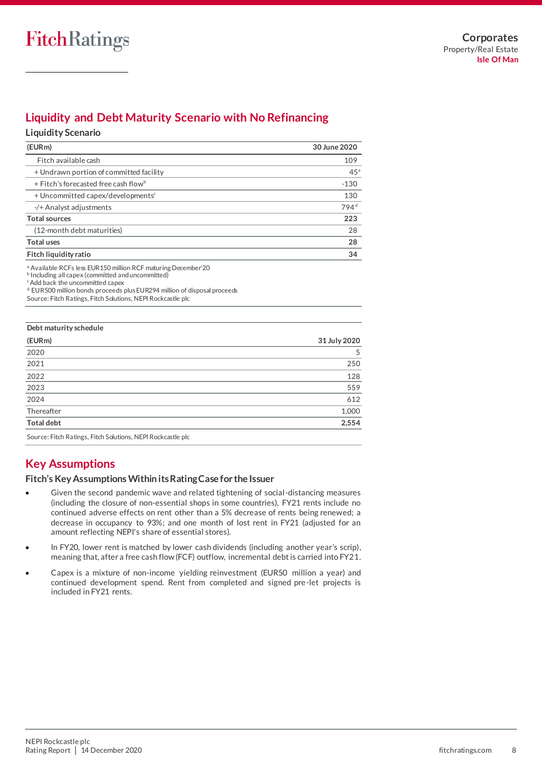## Liquidity and Debt Maturity Scenario with No Refinancing

### Liquidity Scenario

| (EURm) | 30 June 2020 |
|---|---|
| Fitch available cash | 109 |
| + Undrawn portion of committed facility | 45[a] |
| + Fitch's forecasted free cash flow[b] | -130 |
| + Uncommitted capex/developments[c] | 130 |
| -/+ Analyst adjustments | 794[d] |
| **Total sources** | **223** |
| (12-month debt maturities) | 28 |
| **Total uses** | **28** |
| **Fitch liquidity ratio** | **34** |

[a] Available RCFs less EUR150 million RCF maturing December'20
[b] Including all capex (committed and uncommitted)
[c] Add back the uncommitted capex
[d] EUR500 million bonds proceeds plus EUR294 million of disposal proceeds
Source: Fitch Ratings, Fitch Solutions, NEPI Rockcastle plc

| Debt maturity schedule | |
|---|---|
| **(EURm)** | **31 July 2020** |
| 2020 | 5 |
| 2021 | 250 |
| 2022 | 128 |
| 2023 | 559 |
| 2024 | 612 |
| Thereafter | 1,000 |
| **Total debt** | **2,554** |

Source: Fitch Ratings, Fitch Solutions, NEPI Rockcastle plc

## Key Assumptions

### Fitch's Key Assumptions Within its Rating Case for the Issuer

- Given the second pandemic wave and related tightening of social-distancing measures (including the closure of non-essential shops in some countries), FY21 rents include no continued adverse effects on rent other than a 5% decrease of rents being renewed; a decrease in occupancy to 93%; and one month of lost rent in FY21 (adjusted for an amount reflecting NEPI's share of essential stores).
- In FY20, lower rent is matched by lower cash dividends (including another year's scrip), meaning that, after a free cash flow (FCF) outflow, incremental debt is carried into FY21.
- Capex is a mixture of non-income yielding reinvestment (EUR50 million a year) and continued development spend. Rent from completed and signed pre-let projects is included in FY21 rents.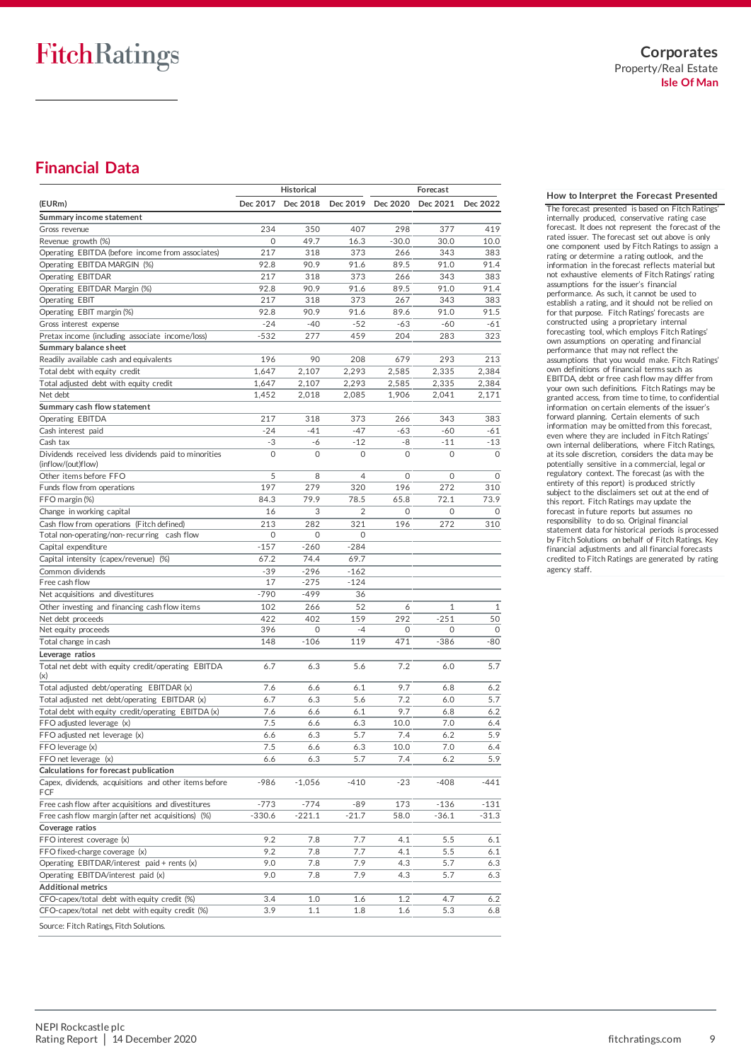## Financial Data

| (EURm) | Historical | | | Forecast | | |
|---|---|---|---|---|---|---|
| | Dec 2017 | Dec 2018 | Dec 2019 | Dec 2020 | Dec 2021 | Dec 2022 |
| **Summary income statement** | | | | | | |
| Gross revenue | 234 | 350 | 407 | 298 | 377 | 419 |
| Revenue growth (%) | 0 | 49.7 | 16.3 | -30.0 | 30.0 | 10.0 |
| Operating EBITDA (before income from associates) | 217 | 318 | 373 | 266 | 343 | 383 |
| Operating EBITDA MARGIN (%) | 92.8 | 90.9 | 91.6 | 89.5 | 91.0 | 91.4 |
| Operating EBITDAR | 217 | 318 | 373 | 266 | 343 | 383 |
| Operating EBITDAR Margin (%) | 92.8 | 90.9 | 91.6 | 89.5 | 91.0 | 91.4 |
| Operating EBIT | 217 | 318 | 373 | 267 | 343 | 383 |
| Operating EBIT margin (%) | 92.8 | 90.9 | 91.6 | 89.6 | 91.0 | 91.5 |
| Gross interest expense | -24 | -40 | -52 | -63 | -60 | -61 |
| Pretax income (including associate income/loss) | -532 | 277 | 459 | 204 | 283 | 323 |
| **Summary balance sheet** | | | | | | |
| Readily available cash and equivalents | 196 | 90 | 208 | 679 | 293 | 213 |
| Total debt with equity credit | 1,647 | 2,107 | 2,293 | 2,585 | 2,335 | 2,384 |
| Total adjusted debt with equity credit | 1,647 | 2,107 | 2,293 | 2,585 | 2,335 | 2,384 |
| Net debt | 1,452 | 2,018 | 2,085 | 1,906 | 2,041 | 2,171 |
| **Summary cash flow statement** | | | | | | |
| Operating EBITDA | 217 | 318 | 373 | 266 | 343 | 383 |
| Cash interest paid | -24 | -41 | -47 | -63 | -60 | -61 |
| Cash tax | -3 | -6 | -12 | -8 | -11 | -13 |
| Dividends received less dividends paid to minorities (inflow/(out)flow) | 0 | 0 | 0 | 0 | 0 | 0 |
| Other items before FFO | 5 | 8 | 4 | 0 | 0 | 0 |
| Funds flow from operations | 197 | 279 | 320 | 196 | 272 | 310 |
| FFO margin (%) | 84.3 | 79.9 | 78.5 | 65.8 | 72.1 | 73.9 |
| Change in working capital | 16 | 3 | 2 | 0 | 0 | 0 |
| Cash flow from operations (Fitch defined) | 213 | 282 | 321 | 196 | 272 | 310 |
| Total non-operating/non-recurring cash flow | 0 | 0 | 0 | | | |
| Capital expenditure | -157 | -260 | -284 | | | |
| Capital intensity (capex/revenue) (%) | 67.2 | 74.4 | 69.7 | | | |
| Common dividends | -39 | -296 | -162 | | | |
| Free cash flow | 17 | -275 | -124 | | | |
| Net acquisitions and divestitures | -790 | -499 | 36 | | | |
| Other investing and financing cash flow items | 102 | 266 | 52 | 6 | 1 | 1 |
| Net debt proceeds | 422 | 402 | 159 | 292 | -251 | 50 |
| Net equity proceeds | 396 | 0 | -4 | 0 | 0 | 0 |
| Total change in cash | 148 | -106 | 119 | 471 | -386 | -80 |
| **Leverage ratios** | | | | | | |
| Total net debt with equity credit/operating EBITDA (x) | 6.7 | 6.3 | 5.6 | 7.2 | 6.0 | 5.7 |
| Total adjusted debt/operating EBITDAR (x) | 7.6 | 6.6 | 6.1 | 9.7 | 6.8 | 6.2 |
| Total adjusted net debt/operating EBITDAR (x) | 6.7 | 6.3 | 5.6 | 7.2 | 6.0 | 5.7 |
| Total debt with equity credit/operating EBITDA (x) | 7.6 | 6.6 | 6.1 | 9.7 | 6.8 | 6.2 |
| FFO adjusted leverage (x) | 7.5 | 6.6 | 6.3 | 10.0 | 7.0 | 6.4 |
| FFO adjusted net leverage (x) | 6.6 | 6.3 | 5.7 | 7.4 | 6.2 | 5.9 |
| FFO leverage (x) | 7.5 | 6.6 | 6.3 | 10.0 | 7.0 | 6.4 |
| FFO net leverage (x) | 6.6 | 6.3 | 5.7 | 7.4 | 6.2 | 5.9 |
| **Calculations for forecast publication** | | | | | | |
| Capex, dividends, acquisitions and other items before FCF | -986 | -1,056 | -410 | -23 | -408 | -441 |
| Free cash flow after acquisitions and divestitures | -773 | -774 | -89 | 173 | -136 | -131 |
| Free cash flow margin (after net acquisitions) (%) | -330.6 | -221.1 | -21.7 | 58.0 | -36.1 | -31.3 |
| **Coverage ratios** | | | | | | |
| FFO interest coverage (x) | 9.2 | 7.8 | 7.7 | 4.1 | 5.5 | 6.1 |
| FFO fixed-charge coverage (x) | 9.2 | 7.8 | 7.7 | 4.1 | 5.5 | 6.1 |
| Operating EBITDAR/interest paid + rents (x) | 9.0 | 7.8 | 7.9 | 4.3 | 5.7 | 6.3 |
| Operating EBITDA/interest paid (x) | 9.0 | 7.8 | 7.9 | 4.3 | 5.7 | 6.3 |
| **Additional metrics** | | | | | | |
| CFO-capex/total debt with equity credit (%) | 3.4 | 1.0 | 1.6 | 1.2 | 4.7 | 6.2 |
| CFO-capex/total net debt with equity credit (%) | 3.9 | 1.1 | 1.8 | 1.6 | 5.3 | 6.8 |

Source: Fitch Ratings, Fitch Solutions.

### How to Interpret the Forecast Presented

The forecast presented is based on Fitch Ratings' internally produced, conservative rating case forecast. It does not represent the forecast of the rated issuer. The forecast set out above is only one component used by Fitch Ratings to assign a rating or determine a rating outlook, and the information in the forecast reflects material but not exhaustive elements of Fitch Ratings' rating assumptions for the issuer's financial performance. As such, it cannot be used to establish a rating, and it should not be relied on for that purpose. Fitch Ratings' forecasts are constructed using a proprietary internal forecasting tool, which employs Fitch Ratings' own assumptions on operating and financial performance that may not reflect the assumptions that you would make. Fitch Ratings' own definitions of financial terms such as EBITDA, debt or free cash flow may differ from your own such definitions. Fitch Ratings may be granted access, from time to time, to confidential information on certain elements of the issuer's forward planning. Certain elements of such information may be omitted from this forecast, even where they are included in Fitch Ratings' own internal deliberations, where Fitch Ratings, at its sole discretion, considers the data may be potentially sensitive in a commercial, legal or regulatory context. The forecast (as with the entirety of this report) is produced strictly subject to the disclaimers set out at the end of this report. Fitch Ratings may update the forecast in future reports but assumes no responsibility to do so. Original financial statement data for historical periods is processed by Fitch Solutions on behalf of Fitch Ratings. Key financial adjustments and all financial forecasts credited to Fitch Ratings are generated by rating agency staff.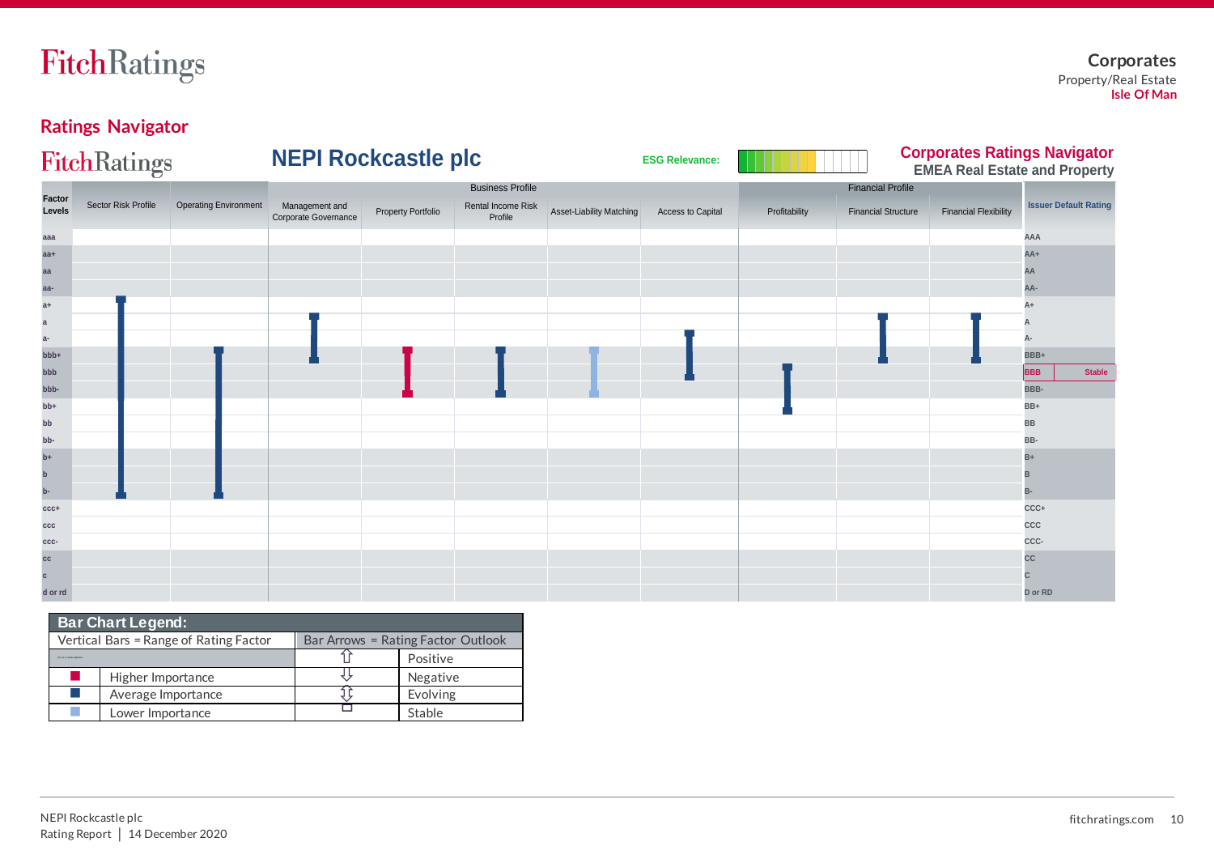# Ratings Navigator

**NEPI Rockcastle plc**

ESG Relevance:

**Corporates Ratings Navigator**
**EMEA Real Estate and Property**

| Factor Levels | Sector Risk Profile | Operating Environment | Management and Corporate Governance | Property Portfolio | Rental Income Risk Profile | Asset-Liability Matching | Access to Capital | Profitability | Financial Structure | Financial Flexibility | Issuer Default Rating |
|---|---|---|---|---|---|---|---|---|---|---|---|
| | | | Business Profile | | | | | Financial Profile | | | |
| aaa | | | | | | | | | | | AAA |
| aa+ | | | | | | | | | | | AA+ |
| aa | | | | | | | | | | | AA |
| aa- | | | | | | | | | | | AA- |
| a+ | | | | | | | | | | | A+ |
| a | | | | | | | | | | | A |
| a- | | | | | | | | | | | A- |
| bbb+ | | | | | | | | | | | BBB+ |
| bbb | | | | | | | | | | | BBB Stable |
| bbb- | | | | | | | | | | | BBB- |
| bb+ | | | | | | | | | | | BB+ |
| bb | | | | | | | | | | | BB |
| bb- | | | | | | | | | | | BB- |
| b+ | | | | | | | | | | | B+ |
| b | | | | | | | | | | | B |
| b- | | | | | | | | | | | B- |
| ccc+ | | | | | | | | | | | CCC+ |
| ccc | | | | | | | | | | | CCC |
| ccc- | | | | | | | | | | | CCC- |
| cc | | | | | | | | | | | CC |
| c | | | | | | | | | | | C |
| d or rd | | | | | | | | | | | D or RD |

**Bar Chart Legend:**

| Vertical Bars = Range of Rating Factor | | Bar Arrows = Rating Factor Outlook | |
|---|---|---|---|
| | | ⇧ | Positive |
| ■ | Higher Importance | ⇩ | Negative |
| ■ | Average Importance | ⇳ | Evolving |
| ■ | Lower Importance | □ | Stable |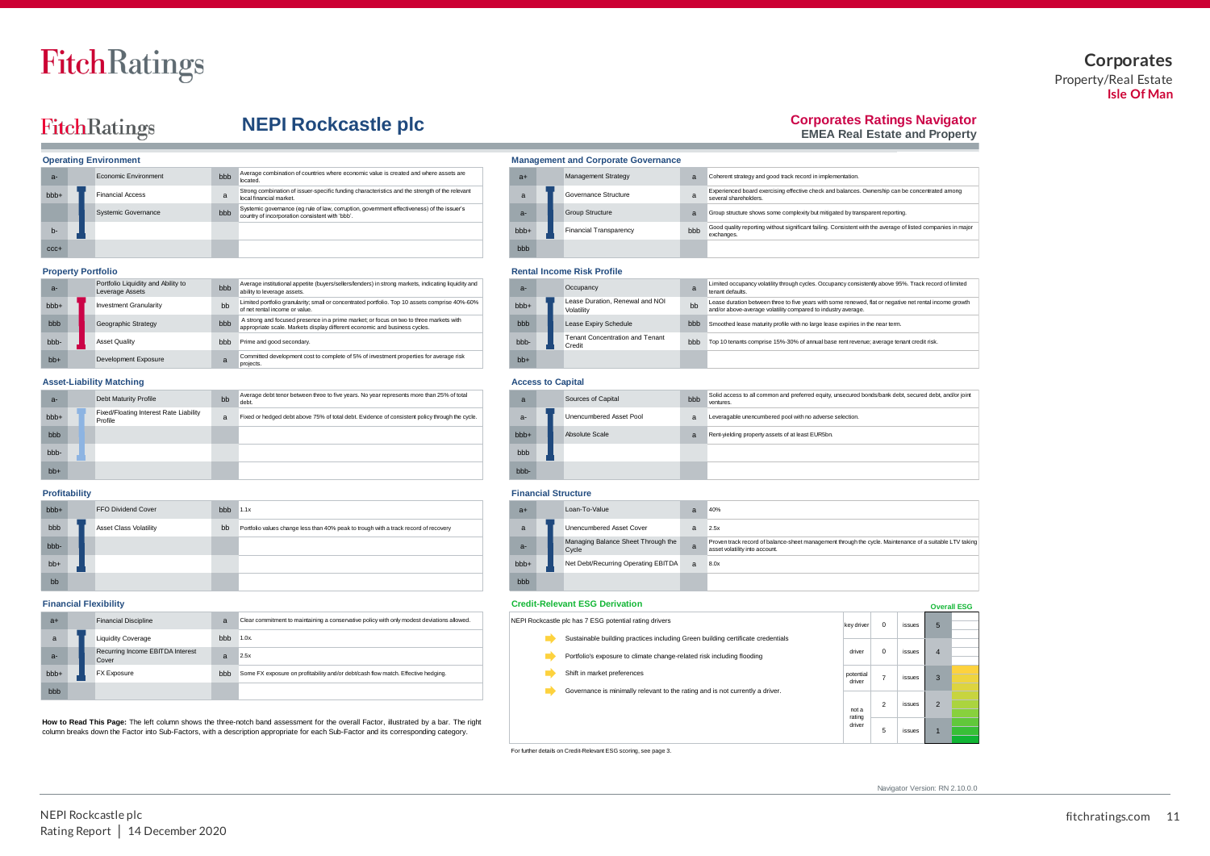# NEPI Rockcastle plc

**Corporates Ratings Navigator**
**EMEA Real Estate and Property**

### Operating Environment

| Band | Sub-Factor | Assessment | Description |
|---|---|---|---|
| a- | Economic Environment | bbb | Average combination of countries where economic value is created and where assets are located. |
| bbb+ | Financial Access | a | Strong combination of issuer-specific funding characteristics and the strength of the relevant local financial market. |
| | Systemic Governance | bbb | Systemic governance (eg rule of law, corruption, government effectiveness) of the issuer's country of incorporation consistent with 'bbb'. |
| b- | | | |
| ccc+ | | | |

### Management and Corporate Governance

| Band | Sub-Factor | Assessment | Description |
|---|---|---|---|
| a+ | Management Strategy | a | Coherent strategy and good track record in implementation. |
| a | Governance Structure | a | Experienced board exercising effective check and balances. Ownership can be concentrated among several shareholders. |
| a- | Group Structure | a | Group structure shows some complexity but mitigated by transparent reporting. |
| bbb+ | Financial Transparency | bbb | Good quality reporting without significant failing. Consistent with the average of listed companies in major exchanges. |
| bbb | | | |

### Property Portfolio

| Band | Sub-Factor | Assessment | Description |
|---|---|---|---|
| a- | Portfolio Liquidity and Ability to Leverage Assets | bbb | Average institutional appetite (buyers/sellers/lenders) in strong markets, indicating liquidity and ability to leverage assets. |
| bbb+ | Investment Granularity | bb | Limited portfolio granularity; small or concentrated portfolio. Top 10 assets comprise 40%-60% of net rental income or value. |
| bbb | Geographic Strategy | bbb | A strong and focused presence in a prime market; or focus on two to three markets with appropriate scale. Markets display different economic and business cycles. |
| bbb- | Asset Quality | bbb | Prime and good secondary. |
| bb+ | Development Exposure | a | Committed development cost to complete of 5% of investment properties for average risk projects. |

### Rental Income Risk Profile

| Band | Sub-Factor | Assessment | Description |
|---|---|---|---|
| a- | Occupancy | a | Limited occupancy volatility through cycles. Occupancy consistently above 95%. Track record of limited tenant defaults. |
| bbb+ | Lease Duration, Renewal and NOI Volatility | bb | Lease duration between three to five years with some renewed, flat or negative net rental income growth and/or above-average volatility compared to industry average. |
| bbb | Lease Expiry Schedule | bbb | Smoothed lease maturity profile with no large lease expiries in the near term. |
| bbb- | Tenant Concentration and Tenant Credit | bbb | Top 10 tenants comprise 15%-30% of annual base rent revenue; average tenant credit risk. |
| bb+ | | | |

### Asset-Liability Matching

| Band | Sub-Factor | Assessment | Description |
|---|---|---|---|
| a- | Debt Maturity Profile | bb | Average debt tenor between three to five years. No year represents more than 25% of total debt. |
| bbb+ | Fixed/Floating Interest Rate Liability Profile | a | Fixed or hedged debt above 75% of total debt. Evidence of consistent policy through the cycle. |
| bbb | | | |
| bbb- | | | |
| bb+ | | | |

### Access to Capital

| Band | Sub-Factor | Assessment | Description |
|---|---|---|---|
| a | Sources of Capital | bbb | Solid access to all common and preferred equity, unsecured bonds/bank debt, secured debt, and/or joint ventures. |
| a- | Unencumbered Asset Pool | a | Leveragable unencumbered pool with no adverse selection. |
| bbb+ | Absolute Scale | a | Rent-yielding property assets of at least EUR5bn. |
| bbb | | | |
| bbb- | | | |

### Profitability

| Band | Sub-Factor | Assessment | Description |
|---|---|---|---|
| bbb+ | FFO Dividend Cover | bbb | 1.1x |
| bbb | Asset Class Volatility | bb | Portfolio values change less than 40% peak to trough with a track record of recovery |
| bbb- | | | |
| bb+ | | | |
| bb | | | |

### Financial Structure

| Band | Sub-Factor | Assessment | Description |
|---|---|---|---|
| a+ | Loan-To-Value | a | 40% |
| a | Unencumbered Asset Cover | a | 2.5x |
| a- | Managing Balance Sheet Through the Cycle | a | Proven track record of balance-sheet management through the cycle. Maintenance of a suitable LTV taking asset volatility into account. |
| bbb+ | Net Debt/Recurring Operating EBITDA | a | 8.0x |
| bbb | | | |

### Financial Flexibility

| Band | Sub-Factor | Assessment | Description |
|---|---|---|---|
| a+ | Financial Discipline | a | Clear commitment to maintaining a conservative policy with only modest deviations allowed. |
| a | Liquidity Coverage | bbb | 1.0x |
| a- | Recurring Income EBITDA Interest Cover | a | 2.5x |
| bbb+ | FX Exposure | bbb | Some FX exposure on profitability and/or debt/cash flow match. Effective hedging. |
| bbb | | | |

**How to Read This Page:** The left column shows the three-notch band assessment for the overall Factor, illustrated by a bar. The right column breaks down the Factor into Sub-Factors, with a description appropriate for each Sub-Factor and its corresponding category.

### Credit-Relevant ESG Derivation

NEPI Rockcastle plc has 7 ESG potential rating drivers

- Sustainable building practices including Green building certificate credentials
- Portfolio's exposure to climate change-related risk including flooding
- Shift in market preferences
- Governance is minimally relevant to the rating and is not currently a driver.

**Overall ESG**

| | | | |
|---|---|---|---|
| key driver | 0 | issues | 5 |
| driver | 0 | issues | 4 |
| potential driver | 7 | issues | 3 |
| not a rating driver | 2 | issues | 2 |
| | 5 | issues | 1 |

For further details on Credit-Relevant ESG scoring, see page 3.

Navigator Version: RN 2.10.0.0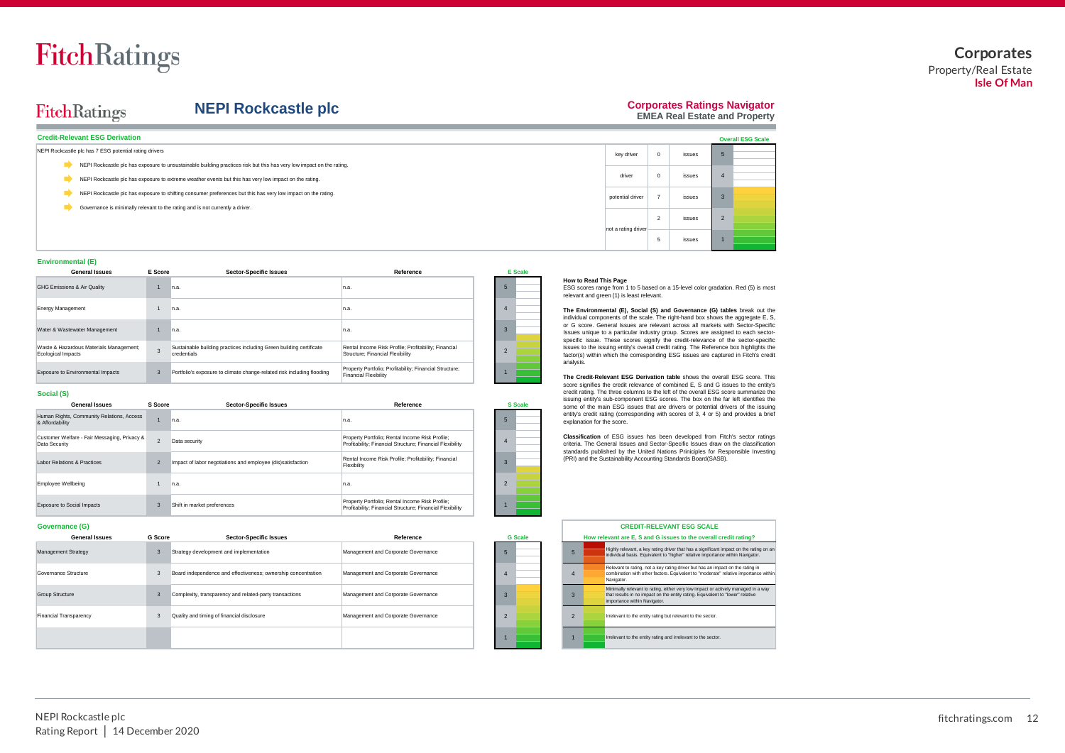# NEPI Rockcastle plc

**Corporates Ratings Navigator**
**EMEA Real Estate and Property**

## Credit-Relevant ESG Derivation

NEPI Rockcastle plc has 7 ESG potential rating drivers

- NEPI Rockcastle plc has exposure to unsustainable building practices risk but this has very low impact on the rating.
- NEPI Rockcastle plc has exposure to extreme weather events but this has very low impact on the rating.
- NEPI Rockcastle plc has exposure to shifting consumer preferences but this has very low impact on the rating.
- Governance is minimally relevant to the rating and is not currently a driver.

| | | | Overall ESG Scale |
|---|---|---|---|
| key driver | 0 | issues | 5 |
| driver | 0 | issues | 4 |
| potential driver | 7 | issues | 3 |
| not a rating driver | 2 | issues | 2 |
| | 5 | issues | 1 |

## Environmental (E)

| General Issues | E Score | Sector-Specific Issues | Reference |
|---|---|---|---|
| GHG Emissions & Air Quality | 1 | n.a. | n.a. |
| Energy Management | 1 | n.a. | n.a. |
| Water & Wastewater Management | 1 | n.a. | n.a. |
| Waste & Hazardous Materials Management; Ecological Impacts | 3 | Sustainable building practices including Green building certificate credentials | Rental Income Risk Profile; Profitability; Financial Structure; Financial Flexibility |
| Exposure to Environmental Impacts | 3 | Portfolio's exposure to climate change-related risk including flooding | Property Portfolio; Profitability; Financial Structure; Financial Flexibility |

## Social (S)

| General Issues | S Score | Sector-Specific Issues | Reference |
|---|---|---|---|
| Human Rights, Community Relations, Access & Affordability | 1 | n.a. | n.a. |
| Customer Welfare - Fair Messaging, Privacy & Data Security | 2 | Data security | Property Portfolio; Rental Income Risk Profile; Profitability; Financial Structure; Financial Flexibility |
| Labor Relations & Practices | 2 | Impact of labor negotiations and employee (dis)satisfaction | Rental Income Risk Profile; Profitability; Financial Flexibility |
| Employee Wellbeing | 1 | n.a. | n.a. |
| Exposure to Social Impacts | 3 | Shift in market preferences | Property Portfolio; Rental Income Risk Profile; Profitability; Financial Structure; Financial Flexibility |

## Governance (G)

| General Issues | G Score | Sector-Specific Issues | Reference |
|---|---|---|---|
| Management Strategy | 3 | Strategy development and implementation | Management and Corporate Governance |
| Governance Structure | 3 | Board independence and effectiveness; ownership concentration | Management and Corporate Governance |
| Group Structure | 3 | Complexity, transparency and related-party transactions | Management and Corporate Governance |
| Financial Transparency | 3 | Quality and timing of financial disclosure | Management and Corporate Governance |

### How to Read This Page

ESG scores range from 1 to 5 based on a 15-level color gradation. Red (5) is most relevant and green (1) is least relevant.

**The Environmental (E), Social (S) and Governance (G) tables** break out the individual components of the scale. The right-hand box shows the aggregate E, S, or G score. General Issues are relevant across all markets with Sector-Specific Issues unique to a particular industry group. Scores are assigned to each sector-specific issue. These scores signify the credit-relevance of the sector-specific issues to the issuing entity's overall credit rating. The Reference box highlights the factor(s) within which the corresponding ESG issues are captured in Fitch's credit analysis.

**The Credit-Relevant ESG Derivation table** shows the overall ESG score. This score signifies the credit relevance of combined E, S and G issues to the entity's credit rating. The three columns to the left of the overall ESG score summarize the issuing entity's sub-component ESG scores. The box on the far left identifies the some of the main ESG issues that are drivers or potential drivers of the issuing entity's credit rating (corresponding with scores of 3, 4 or 5) and provides a brief explanation for the score.

**Classification** of ESG issues has been developed from Fitch's sector ratings criteria. The General Issues and Sector-Specific Issues draw on the classification standards published by the United Nations Priniciples for Responsible Investing (PRI) and the Sustainability Accounting Standards Board(SASB).

### CREDIT-RELEVANT ESG SCALE

**How relevant are E, S and G issues to the overall credit rating?**

| Score | Description |
|---|---|
| 5 | Highly relevant, a key rating driver that has a significant impact on the rating on an individual basis. Equivalent to "higher" relative importance within Navigator. |
| 4 | Relevant to rating, not a key rating driver but has an impact on the rating in combination with other factors. Equivalent to "moderate" relative importance within Navigator. |
| 3 | Minimally relevant to rating, either very low impact or actively managed in a way that results in no impact on the entity rating. Equivalent to "lower" relative importance within Navigator. |
| 2 | Irrelevant to the entity rating but relevant to the sector. |
| 1 | Irrelevant to the entity rating and irrelevant to the sector. |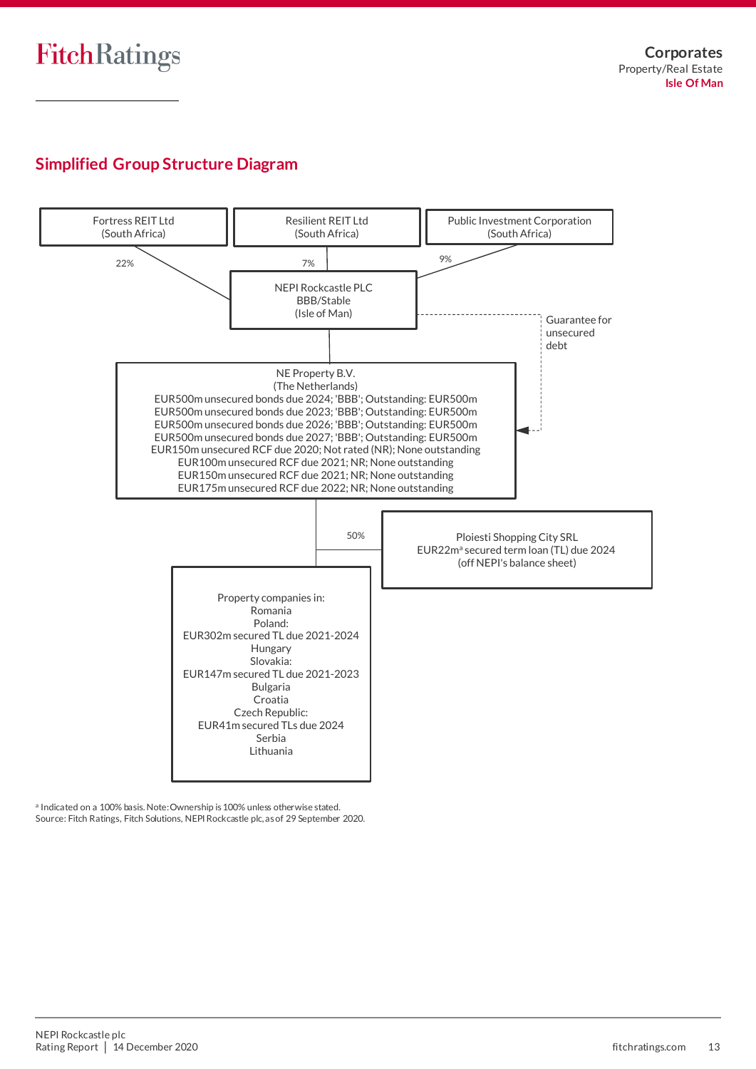## Simplified Group Structure Diagram

Fortress REIT Ltd (South Africa) — 22%

Resilient REIT Ltd (South Africa) — 7%

Public Investment Corporation (South Africa) — 9%

NEPI Rockcastle PLC
BBB/Stable
(Isle of Man)

Guarantee for unsecured debt

NE Property B.V.
(The Netherlands)
EUR500m unsecured bonds due 2024; 'BBB'; Outstanding: EUR500m
EUR500m unsecured bonds due 2023; 'BBB'; Outstanding: EUR500m
EUR500m unsecured bonds due 2026; 'BBB'; Outstanding: EUR500m
EUR500m unsecured bonds due 2027; 'BBB'; Outstanding: EUR500m
EUR150m unsecured RCF due 2020; Not rated (NR); None outstanding
EUR100m unsecured RCF due 2021; NR; None outstanding
EUR150m unsecured RCF due 2021; NR; None outstanding
EUR175m unsecured RCF due 2022; NR; None outstanding

50%

Ploiesti Shopping City SRL
EUR22m[a] secured term loan (TL) due 2024
(off NEPI's balance sheet)

Property companies in:
Romania
Poland:
EUR302m secured TL due 2021-2024
Hungary
Slovakia:
EUR147m secured TL due 2021-2023
Bulgaria
Croatia
Czech Republic:
EUR41m secured TLs due 2024
Serbia
Lithuania

[a] Indicated on a 100% basis. Note: Ownership is 100% unless otherwise stated.
Source: Fitch Ratings, Fitch Solutions, NEPI Rockcastle plc, as of 29 September 2020.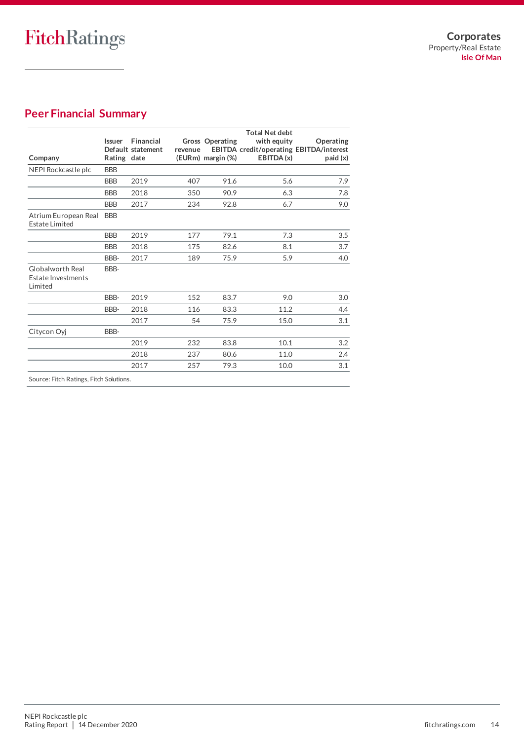## Peer Financial Summary

| Company | Issuer Default Rating | Financial statement date | Gross revenue (EURm) | Operating EBITDA margin (%) | Total Net debt with equity credit/operating EBITDA (x) | Operating EBITDA/interest paid (x) |
|---|---|---|---|---|---|---|
| NEPI Rockcastle plc | BBB | | | | | |
| | BBB | 2019 | 407 | 91.6 | 5.6 | 7.9 |
| | BBB | 2018 | 350 | 90.9 | 6.3 | 7.8 |
| | BBB | 2017 | 234 | 92.8 | 6.7 | 9.0 |
| Atrium European Real Estate Limited | BBB | | | | | |
| | BBB | 2019 | 177 | 79.1 | 7.3 | 3.5 |
| | BBB | 2018 | 175 | 82.6 | 8.1 | 3.7 |
| | BBB- | 2017 | 189 | 75.9 | 5.9 | 4.0 |
| Globalworth Real Estate Investments Limited | BBB- | | | | | |
| | BBB- | 2019 | 152 | 83.7 | 9.0 | 3.0 |
| | BBB- | 2018 | 116 | 83.3 | 11.2 | 4.4 |
| | | 2017 | 54 | 75.9 | 15.0 | 3.1 |
| Citycon Oyj | BBB- | | | | | |
| | | 2019 | 232 | 83.8 | 10.1 | 3.2 |
| | | 2018 | 237 | 80.6 | 11.0 | 2.4 |
| | | 2017 | 257 | 79.3 | 10.0 | 3.1 |

Source: Fitch Ratings, Fitch Solutions.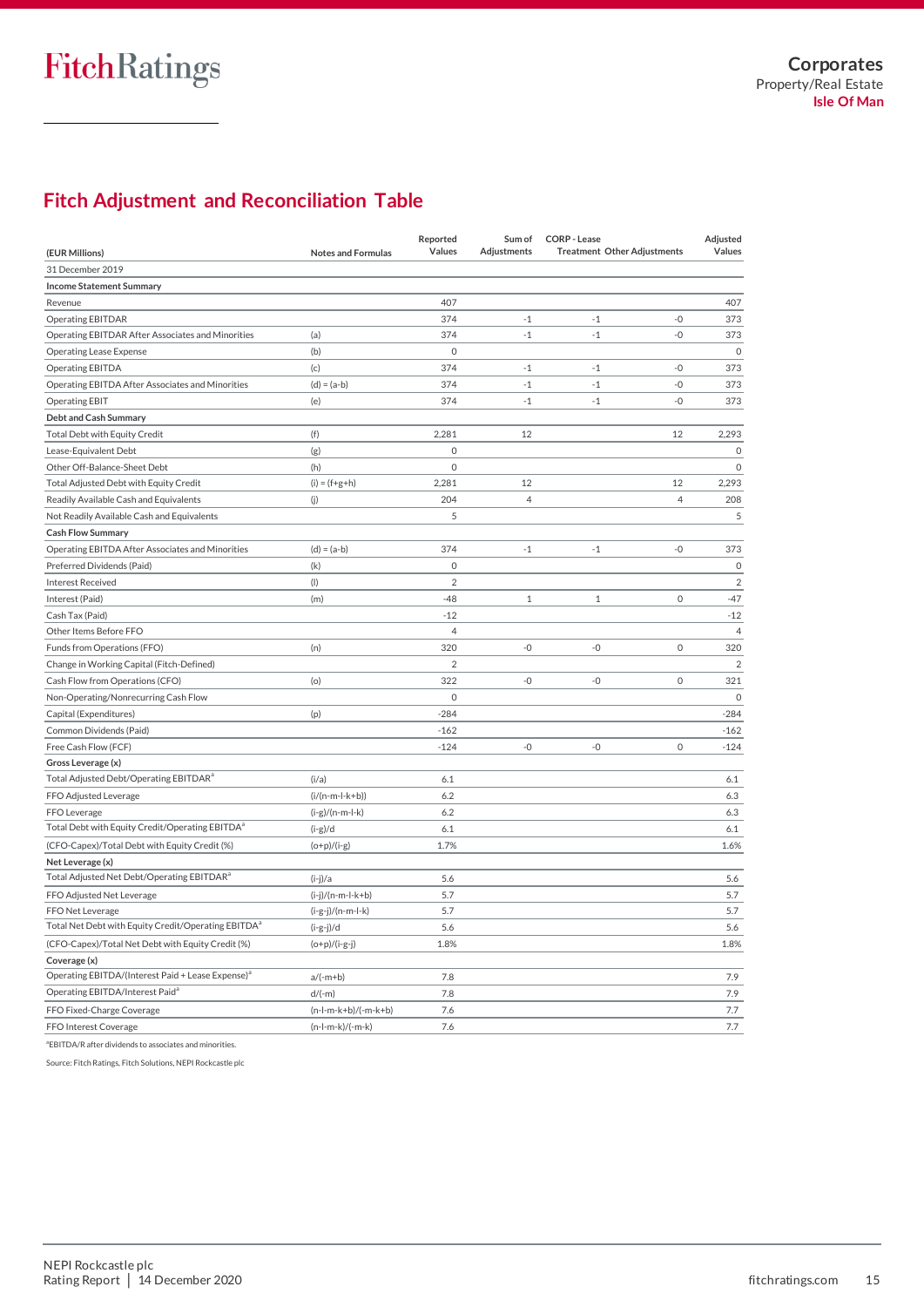## Fitch Adjustment and Reconciliation Table

| (EUR Millions) | Notes and Formulas | Reported Values | Sum of Adjustments | CORP - Lease Treatment | Other Adjustments | Adjusted Values |
|---|---|---|---|---|---|---|
| 31 December 2019 | | | | | | |
| **Income Statement Summary** | | | | | | |
| Revenue | | 407 | | | | 407 |
| Operating EBITDAR | | 374 | -1 | -1 | -0 | 373 |
| Operating EBITDAR After Associates and Minorities | (a) | 374 | -1 | -1 | -0 | 373 |
| Operating Lease Expense | (b) | 0 | | | | 0 |
| Operating EBITDA | (c) | 374 | -1 | -1 | -0 | 373 |
| Operating EBITDA After Associates and Minorities | (d) = (a-b) | 374 | -1 | -1 | -0 | 373 |
| Operating EBIT | (e) | 374 | -1 | -1 | -0 | 373 |
| **Debt and Cash Summary** | | | | | | |
| Total Debt with Equity Credit | (f) | 2,281 | 12 | | 12 | 2,293 |
| Lease-Equivalent Debt | (g) | 0 | | | | 0 |
| Other Off-Balance-Sheet Debt | (h) | 0 | | | | 0 |
| Total Adjusted Debt with Equity Credit | (i) = (f+g+h) | 2,281 | 12 | | 12 | 2,293 |
| Readily Available Cash and Equivalents | (j) | 204 | 4 | | 4 | 208 |
| Not Readily Available Cash and Equivalents | | 5 | | | | 5 |
| **Cash Flow Summary** | | | | | | |
| Operating EBITDA After Associates and Minorities | (d) = (a-b) | 374 | -1 | -1 | -0 | 373 |
| Preferred Dividends (Paid) | (k) | 0 | | | | 0 |
| Interest Received | (l) | 2 | | | | 2 |
| Interest (Paid) | (m) | -48 | 1 | 1 | 0 | -47 |
| Cash Tax (Paid) | | -12 | | | | -12 |
| Other Items Before FFO | | 4 | | | | 4 |
| Funds from Operations (FFO) | (n) | 320 | -0 | -0 | 0 | 320 |
| Change in Working Capital (Fitch-Defined) | | 2 | | | | 2 |
| Cash Flow from Operations (CFO) | (o) | 322 | -0 | -0 | 0 | 321 |
| Non-Operating/Nonrecurring Cash Flow | | 0 | | | | 0 |
| Capital (Expenditures) | (p) | -284 | | | | -284 |
| Common Dividends (Paid) | | -162 | | | | -162 |
| Free Cash Flow (FCF) | | -124 | -0 | -0 | 0 | -124 |
| **Gross Leverage (x)** | | | | | | |
| Total Adjusted Debt/Operating EBITDAR[a] | (i/a) | 6.1 | | | | 6.1 |
| FFO Adjusted Leverage | (i/(n-m-l-k+b)) | 6.2 | | | | 6.3 |
| FFO Leverage | (i-g)/(n-m-l-k) | 6.2 | | | | 6.3 |
| Total Debt with Equity Credit/Operating EBITDA[a] | (i-g)/d | 6.1 | | | | 6.1 |
| (CFO-Capex)/Total Debt with Equity Credit (%) | (o+p)/(i-g) | 1.7% | | | | 1.6% |
| **Net Leverage (x)** | | | | | | |
| Total Adjusted Net Debt/Operating EBITDAR[a] | (i-j)/a | 5.6 | | | | 5.6 |
| FFO Adjusted Net Leverage | (i-j)/(n-m-l-k+b) | 5.7 | | | | 5.7 |
| FFO Net Leverage | (i-g-j)/(n-m-l-k) | 5.7 | | | | 5.7 |
| Total Net Debt with Equity Credit/Operating EBITDA[a] | (i-g-j)/d | 5.6 | | | | 5.6 |
| (CFO-Capex)/Total Net Debt with Equity Credit (%) | (o+p)/(i-g-j) | 1.8% | | | | 1.8% |
| **Coverage (x)** | | | | | | |
| Operating EBITDA/(Interest Paid + Lease Expense)[a] | a/(-m+b) | 7.8 | | | | 7.9 |
| Operating EBITDA/Interest Paid[a] | d/(-m) | 7.8 | | | | 7.9 |
| FFO Fixed-Charge Coverage | (n-l-m-k+b)/(-m-k+b) | 7.6 | | | | 7.7 |
| FFO Interest Coverage | (n-l-m-k)/(-m-k) | 7.6 | | | | 7.7 |

[a]EBITDA/R after dividends to associates and minorities.

Source: Fitch Ratings, Fitch Solutions, NEPI Rockcastle plc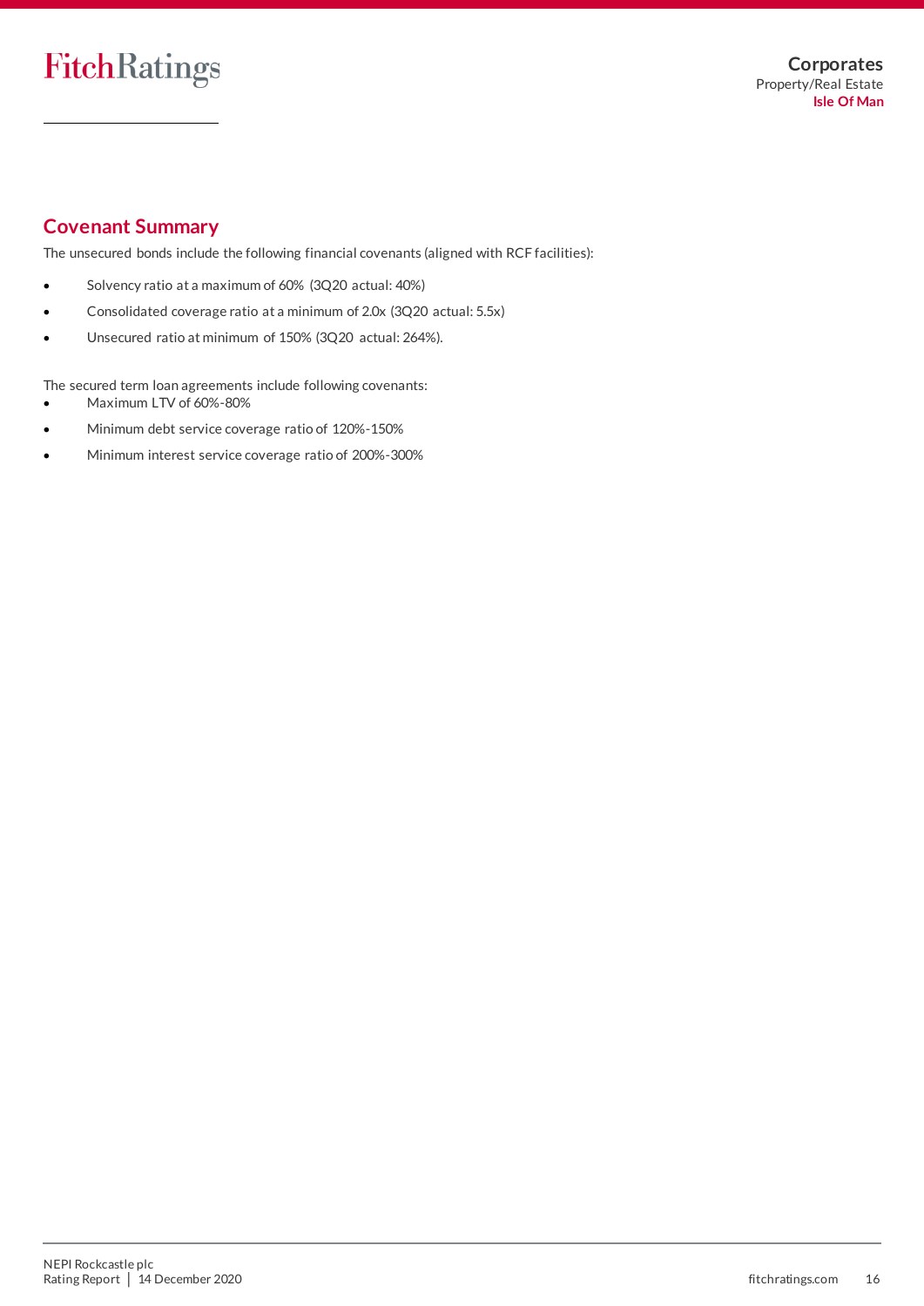## Covenant Summary

The unsecured bonds include the following financial covenants (aligned with RCF facilities):

- Solvency ratio at a maximum of 60% (3Q20 actual: 40%)
- Consolidated coverage ratio at a minimum of 2.0x (3Q20 actual: 5.5x)
- Unsecured ratio at minimum of 150% (3Q20 actual: 264%).

The secured term loan agreements include following covenants:

- Maximum LTV of 60%-80%
- Minimum debt service coverage ratio of 120%-150%
- Minimum interest service coverage ratio of 200%-300%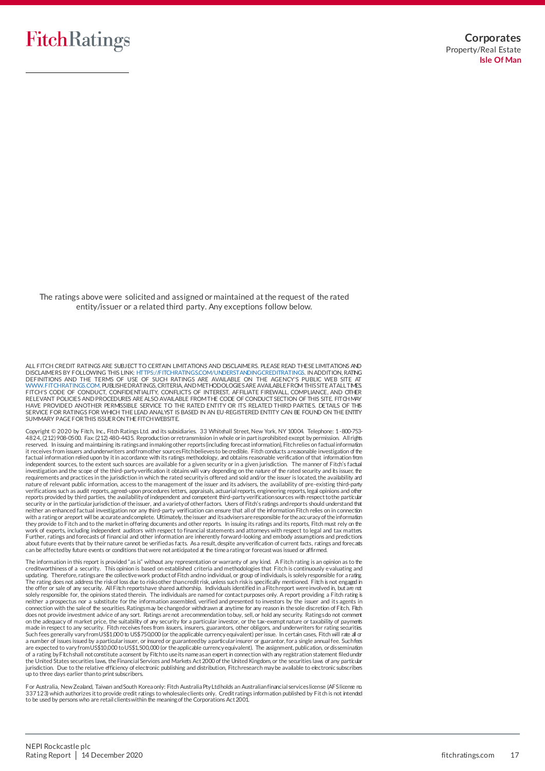The ratings above were solicited and assigned or maintained at the request of the rated entity/issuer or a related third party. Any exceptions follow below.

ALL FITCH CREDIT RATINGS ARE SUBJECT TO CERTAIN LIMITATIONS AND DISCLAIMERS. PLEASE READ THESE LIMITATIONS AND DISCLAIMERS BY FOLLOWING THIS LINK: HTTPS://FITCHRATINGS.COM/UNDERSTANDINGCREDITRATINGS. IN ADDITION, RATING DEFINITIONS AND THE TERMS OF USE OF SUCH RATINGS ARE AVAILABLE ON THE AGENCY'S PUBLIC WEB SITE AT WWW.FITCHRATINGS.COM. PUBLISHED RATINGS, CRITERIA, AND METHODOLOGIES ARE AVAILABLE FROM THIS SITE AT ALL TIMES. FITCH'S CODE OF CONDUCT, CONFIDENTIALITY, CONFLICTS OF INTEREST, AFFILIATE FIREWALL, COMPLIANCE, AND OTHER RELEVANT POLICIES AND PROCEDURES ARE ALSO AVAILABLE FROM THE CODE OF CONDUCT SECTION OF THIS SITE. FITCH MAY HAVE PROVIDED ANOTHER PERMISSIBLE SERVICE TO THE RATED ENTITY OR ITS RELATED THIRD PARTIES. DETAILS OF THIS SERVICE FOR RATINGS FOR WHICH THE LEAD ANALYST IS BASED IN AN EU-REGISTERED ENTITY CAN BE FOUND ON THE ENTITY SUMMARY PAGE FOR THIS ISSUER ON THE FITCH WEBSITE.

Copyright © 2020 by Fitch, Inc., Fitch Ratings Ltd. and its subsidiaries. 33 Whitehall Street, New York, NY 10004. Telephone: 1-800-753-4824, (212) 908-0500. Fax: (212) 480-4435. Reproduction or retransmission in whole or in part is prohibited except by permission. All rights reserved. In issuing and maintaining its ratings and in making other reports (including forecast information), Fitch relies on factual information it receives from issuers and underwriters and from other sources Fitch believes to be credible. Fitch conducts a reasonable investigation of the factual information relied upon by it in accordance with its ratings methodology, and obtains reasonable verification of that information from independent sources, to the extent such sources are available for a given security or in a given jurisdiction. The manner of Fitch's factual investigation and the scope of the third-party verification it obtains will vary depending on the nature of the rated security and its issuer, the requirements and practices in the jurisdiction in which the rated security is offered and sold and/or the issuer is located, the availability and nature of relevant public information, access to the management of the issuer and its advisers, the availability of pre-existing third-party verifications such as audit reports, agreed-upon procedures letters, appraisals, actuarial reports, engineering reports, legal opinions and other reports provided by third parties, the availability of independent and competent third-party verification sources with respect to the particular security or in the particular jurisdiction of the issuer, and a variety of other factors. Users of Fitch's ratings and reports should understand that neither an enhanced factual investigation nor any third-party verification can ensure that all of the information Fitch relies on in connection with a rating or a report will be accurate and complete. Ultimately, the issuer and its advisers are responsible for the accuracy of the information they provide to Fitch and to the market in offering documents and other reports. In issuing its ratings and its reports, Fitch must rely on the work of experts, including independent auditors with respect to financial statements and attorneys with respect to legal and tax matters. Further, ratings and forecasts of financial and other information are inherently forward-looking and embody assumptions and predictions about future events that by their nature cannot be verified as facts. As a result, despite any verification of current facts, ratings and forecasts can be affected by future events or conditions that were not anticipated at the time a rating or forecast was issued or affirmed.

The information in this report is provided "as is" without any representation or warranty of any kind. A Fitch rating is an opinion as to the creditworthiness of a security. This opinion is based on established criteria and methodologies that Fitch is continuously evaluating and updating. Therefore, ratings are the collective work product of Fitch and no individual, or group of individuals, is solely responsible for a rating. The rating does not address the risk of loss due to risks other than credit risk, unless such risk is specifically mentioned. Fitch is not engaged in the offer or sale of any security. All Fitch reports have shared authorship. Individuals identified in a Fitch report were involved in, but are not solely responsible for, the opinions stated therein. The individuals are named for contact purposes only. A report providing a Fitch rating is neither a prospectus nor a substitute for the information assembled, verified and presented to investors by the issuer and its agents in connection with the sale of the securities. Ratings may be changed or withdrawn at anytime for any reason in the sole discretion of Fitch. Fitch does not provide investment advice of any sort. Ratings are not a recommendation to buy, sell, or hold any security. Ratings do not comment on the adequacy of market price, the suitability of any security for a particular investor, or the tax-exempt nature or taxability of payments made in respect to any security. Fitch receives fees from issuers, insurers, guarantors, other obligors, and underwriters for rating securities. Such fees generally vary from US$1,000 to US$750,000 (or the applicable currency equivalent) per issue. In certain cases, Fitch will rate all or a number of issues issued by a particular issuer, or insured or guaranteed by a particular insurer or guarantor, for a single annual fee. Such fees are expected to vary from US$10,000 to US$1,500,000 (or the applicable currency equivalent). The assignment, publication, or dissemination of a rating by Fitch shall not constitute a consent by Fitch to use its name as an expert in connection with any registration statement filed under the United States securities laws, the Financial Services and Markets Act 2000 of the United Kingdom, or the securities laws of any particular jurisdiction. Due to the relative efficiency of electronic publishing and distribution, Fitch research may be available to electronic subscribers up to three days earlier than to print subscribers.

For Australia, New Zealand, Taiwan and South Korea only: Fitch Australia Pty Ltd holds an Australian financial services license (AFS license no. 337123) which authorizes it to provide credit ratings to wholesale clients only. Credit ratings information published by Fitch is not intended to be used by persons who are retail clients within the meaning of the Corporations Act 2001.